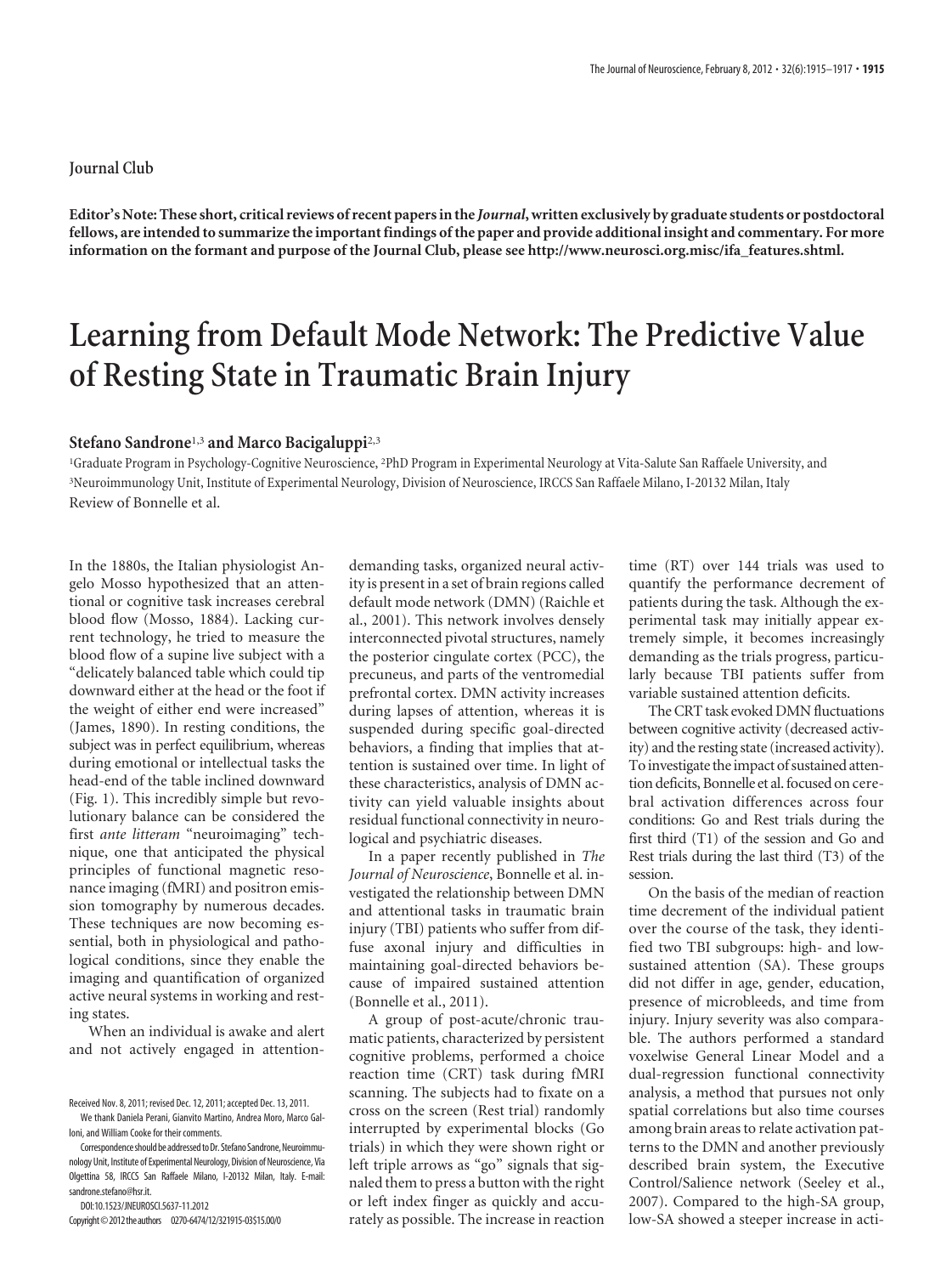Journal Club

**Editor's Note: These short, critical reviews of recent papers in the *Journal*, written exclusively by graduate students or postdoctoral fellows, are intended to summarize the important findings of the paper and provide additional insight and commentary. For more information on the formant and purpose of the Journal Club, please see http://www.neurosci.org.misc/ifa_features.shtml.**

# Learning from Default Mode Network: The Predictive Value of Resting State in Traumatic Brain Injury

**Stefano Sandrone[1,3] and Marco Bacigaluppi[2,3]**

[1]Graduate Program in Psychology-Cognitive Neuroscience, [2]PhD Program in Experimental Neurology at Vita-Salute San Raffaele University, and [3]Neuroimmunology Unit, Institute of Experimental Neurology, Division of Neuroscience, IRCCS San Raffaele Milano, I-20132 Milan, Italy

Review of Bonnelle et al.

In the 1880s, the Italian physiologist Angelo Mosso hypothesized that an attentional or cognitive task increases cerebral blood flow (Mosso, 1884). Lacking current technology, he tried to measure the blood flow of a supine live subject with a "delicately balanced table which could tip downward either at the head or the foot if the weight of either end were increased" (James, 1890). In resting conditions, the subject was in perfect equilibrium, whereas during emotional or intellectual tasks the head-end of the table inclined downward (Fig. 1). This incredibly simple but revolutionary balance can be considered the first *ante litteram* "neuroimaging" technique, one that anticipated the physical principles of functional magnetic resonance imaging (fMRI) and positron emission tomography by numerous decades. These techniques are now becoming essential, both in physiological and pathological conditions, since they enable the imaging and quantification of organized active neural systems in working and resting states.

When an individual is awake and alert and not actively engaged in attention-demanding tasks, organized neural activity is present in a set of brain regions called default mode network (DMN) (Raichle et al., 2001). This network involves densely interconnected pivotal structures, namely the posterior cingulate cortex (PCC), the precuneus, and parts of the ventromedial prefrontal cortex. DMN activity increases during lapses of attention, whereas it is suspended during specific goal-directed behaviors, a finding that implies that attention is sustained over time. In light of these characteristics, analysis of DMN activity can yield valuable insights about residual functional connectivity in neurological and psychiatric diseases.

In a paper recently published in *The Journal of Neuroscience*, Bonnelle et al. investigated the relationship between DMN and attentional tasks in traumatic brain injury (TBI) patients who suffer from diffuse axonal injury and difficulties in maintaining goal-directed behaviors because of impaired sustained attention (Bonnelle et al., 2011).

A group of post-acute/chronic traumatic patients, characterized by persistent cognitive problems, performed a choice reaction time (CRT) task during fMRI scanning. The subjects had to fixate on a cross on the screen (Rest trial) randomly interrupted by experimental blocks (Go trials) in which they were shown right or left triple arrows as "go" signals that signaled them to press a button with the right or left index finger as quickly and accurately as possible. The increase in reaction time (RT) over 144 trials was used to quantify the performance decrement of patients during the task. Although the experimental task may initially appear extremely simple, it becomes increasingly demanding as the trials progress, particularly because TBI patients suffer from variable sustained attention deficits.

The CRT task evoked DMN fluctuations between cognitive activity (decreased activity) and the resting state (increased activity). To investigate the impact of sustained attention deficits, Bonnelle et al. focused on cerebral activation differences across four conditions: Go and Rest trials during the first third (T1) of the session and Go and Rest trials during the last third (T3) of the session.

On the basis of the median of reaction time decrement of the individual patient over the course of the task, they identified two TBI subgroups: high- and low-sustained attention (SA). These groups did not differ in age, gender, education, presence of microbleeds, and time from injury. Injury severity was also comparable. The authors performed a standard voxelwise General Linear Model and a dual-regression functional connectivity analysis, a method that pursues not only spatial correlations but also time courses among brain areas to relate activation patterns to the DMN and another previously described brain system, the Executive Control/Salience network (Seeley et al., 2007). Compared to the high-SA group, low-SA showed a steeper increase in acti-

Received Nov. 8, 2011; revised Dec. 12, 2011; accepted Dec. 13, 2011.

We thank Daniela Perani, Gianvito Martino, Andrea Moro, Marco Galloni, and William Cooke for their comments.

Correspondence should be addressed to Dr. Stefano Sandrone, Neuroimmunology Unit, Institute of Experimental Neurology, Division of Neuroscience, Via Olgettina 58, IRCCS San Raffaele Milano, I-20132 Milan, Italy. E-mail: sandrone.stefano@hsr.it.

DOI:10.1523/JNEUROSCI.5637-11.2012

Copyright © 2012 the authors 0270-6474/12/321915-03$15.00/0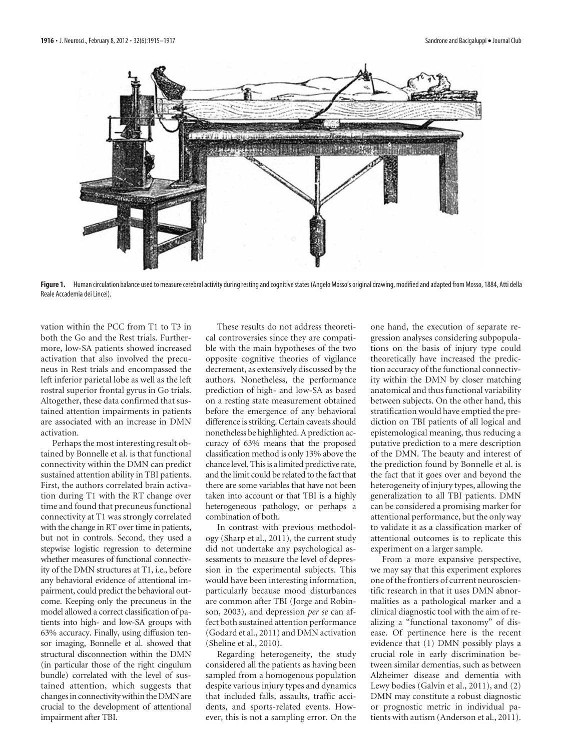**Figure 1.** Human circulation balance used to measure cerebral activity during resting and cognitive states (Angelo Mosso's original drawing, modified and adapted from Mosso, 1884, Atti della Reale Accademia dei Lincei).

vation within the PCC from T1 to T3 in both the Go and the Rest trials. Furthermore, low-SA patients showed increased activation that also involved the precuneus in Rest trials and encompassed the left inferior parietal lobe as well as the left rostral superior frontal gyrus in Go trials. Altogether, these data confirmed that sustained attention impairments in patients are associated with an increase in DMN activation.

Perhaps the most interesting result obtained by Bonnelle et al. is that functional connectivity within the DMN can predict sustained attention ability in TBI patients. First, the authors correlated brain activation during T1 with the RT change over time and found that precuneus functional connectivity at T1 was strongly correlated with the change in RT over time in patients, but not in controls. Second, they used a stepwise logistic regression to determine whether measures of functional connectivity of the DMN structures at T1, i.e., before any behavioral evidence of attentional impairment, could predict the behavioral outcome. Keeping only the precuneus in the model allowed a correct classification of patients into high- and low-SA groups with 63% accuracy. Finally, using diffusion tensor imaging, Bonnelle et al. showed that structural disconnection within the DMN (in particular those of the right cingulum bundle) correlated with the level of sustained attention, which suggests that changes in connectivity within the DMN are crucial to the development of attentional impairment after TBI.

These results do not address theoretical controversies since they are compatible with the main hypotheses of the two opposite cognitive theories of vigilance decrement, as extensively discussed by the authors. Nonetheless, the performance prediction of high- and low-SA as based on a resting state measurement obtained before the emergence of any behavioral difference is striking. Certain caveats should nonetheless be highlighted. A prediction accuracy of 63% means that the proposed classification method is only 13% above the chance level. This is a limited predictive rate, and the limit could be related to the fact that there are some variables that have not been taken into account or that TBI is a highly heterogeneous pathology, or perhaps a combination of both.

In contrast with previous methodology (Sharp et al., 2011), the current study did not undertake any psychological assessments to measure the level of depression in the experimental subjects. This would have been interesting information, particularly because mood disturbances are common after TBI (Jorge and Robinson, 2003), and depression *per se* can affect both sustained attention performance (Godard et al., 2011) and DMN activation (Sheline et al., 2010).

Regarding heterogeneity, the study considered all the patients as having been sampled from a homogenous population despite various injury types and dynamics that included falls, assaults, traffic accidents, and sports-related events. However, this is not a sampling error. On the one hand, the execution of separate regression analyses considering subpopulations on the basis of injury type could theoretically have increased the prediction accuracy of the functional connectivity within the DMN by closer matching anatomical and thus functional variability between subjects. On the other hand, this stratification would have emptied the prediction on TBI patients of all logical and epistemological meaning, thus reducing a putative prediction to a mere description of the DMN. The beauty and interest of the prediction found by Bonnelle et al. is the fact that it goes over and beyond the heterogeneity of injury types, allowing the generalization to all TBI patients. DMN can be considered a promising marker for attentional performance, but the only way to validate it as a classification marker of attentional outcomes is to replicate this experiment on a larger sample.

From a more expansive perspective, we may say that this experiment explores one of the frontiers of current neuroscientific research in that it uses DMN abnormalities as a pathological marker and a clinical diagnostic tool with the aim of realizing a "functional taxonomy" of disease. Of pertinence here is the recent evidence that (1) DMN possibly plays a crucial role in early discrimination between similar dementias, such as between Alzheimer disease and dementia with Lewy bodies (Galvin et al., 2011), and (2) DMN may constitute a robust diagnostic or prognostic metric in individual patients with autism (Anderson et al., 2011).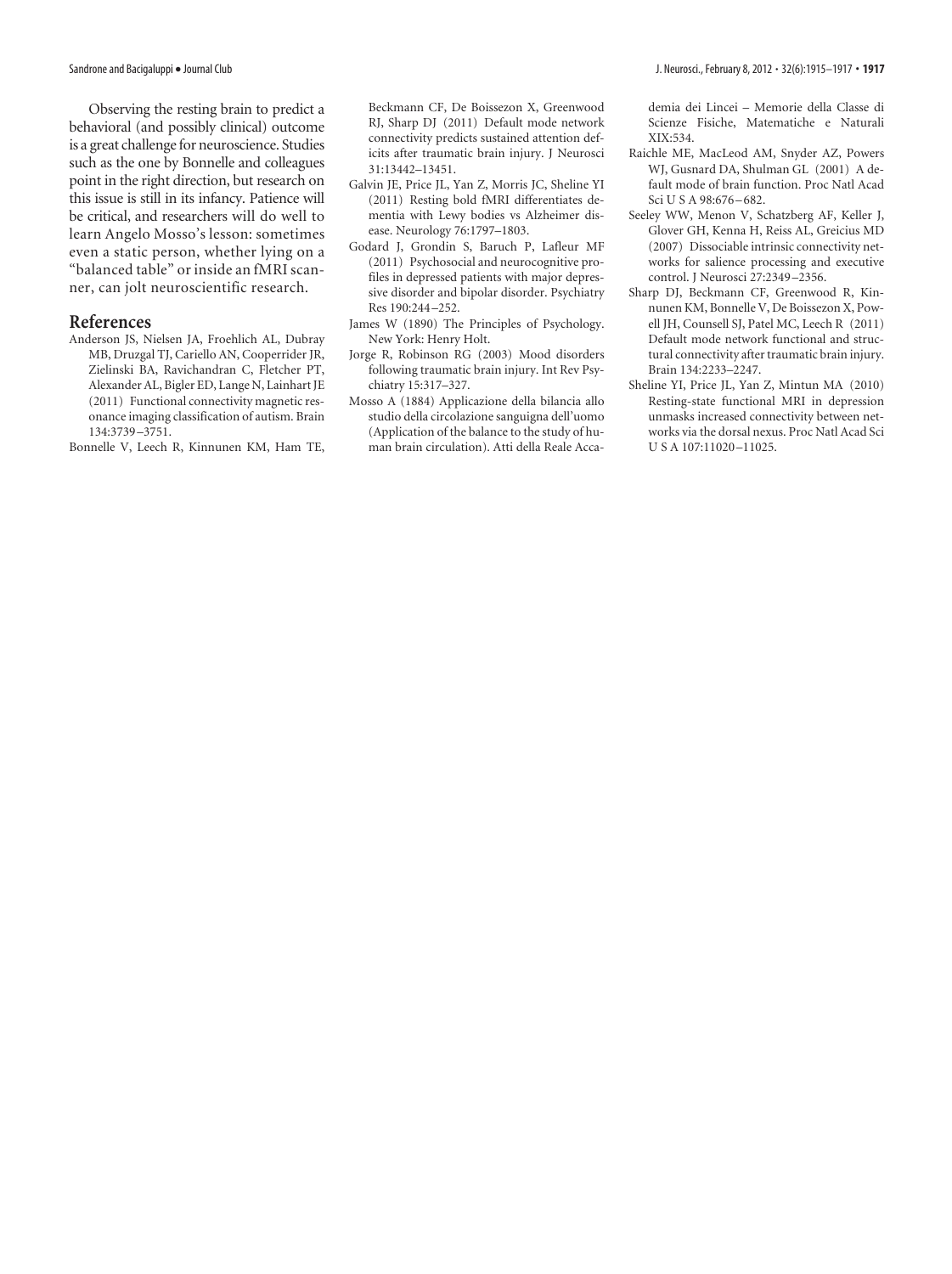Observing the resting brain to predict a behavioral (and possibly clinical) outcome is a great challenge for neuroscience. Studies such as the one by Bonnelle and colleagues point in the right direction, but research on this issue is still in its infancy. Patience will be critical, and researchers will do well to learn Angelo Mosso's lesson: sometimes even a static person, whether lying on a "balanced table" or inside an fMRI scanner, can jolt neuroscientific research.

## References

Anderson JS, Nielsen JA, Froehlich AL, Dubray MB, Druzgal TJ, Cariello AN, Cooperrider JR, Zielinski BA, Ravichandran C, Fletcher PT, Alexander AL, Bigler ED, Lange N, Lainhart JE (2011) Functional connectivity magnetic resonance imaging classification of autism. Brain 134:3739–3751.

Bonnelle V, Leech R, Kinnunen KM, Ham TE, Beckmann CF, De Boissezon X, Greenwood RJ, Sharp DJ (2011) Default mode network connectivity predicts sustained attention deficits after traumatic brain injury. J Neurosci 31:13442–13451.

Galvin JE, Price JL, Yan Z, Morris JC, Sheline YI (2011) Resting bold fMRI differentiates dementia with Lewy bodies vs Alzheimer disease. Neurology 76:1797–1803.

Godard J, Grondin S, Baruch P, Lafleur MF (2011) Psychosocial and neurocognitive profiles in depressed patients with major depressive disorder and bipolar disorder. Psychiatry Res 190:244–252.

James W (1890) The Principles of Psychology. New York: Henry Holt.

Jorge R, Robinson RG (2003) Mood disorders following traumatic brain injury. Int Rev Psychiatry 15:317–327.

Mosso A (1884) Applicazione della bilancia allo studio della circolazione sanguigna dell'uomo (Application of the balance to the study of human brain circulation). Atti della Reale Accademia dei Lincei – Memorie della Classe di Scienze Fisiche, Matematiche e Naturali XIX:534.

Raichle ME, MacLeod AM, Snyder AZ, Powers WJ, Gusnard DA, Shulman GL (2001) A default mode of brain function. Proc Natl Acad Sci U S A 98:676–682.

Seeley WW, Menon V, Schatzberg AF, Keller J, Glover GH, Kenna H, Reiss AL, Greicius MD (2007) Dissociable intrinsic connectivity networks for salience processing and executive control. J Neurosci 27:2349–2356.

Sharp DJ, Beckmann CF, Greenwood R, Kinnunen KM, Bonnelle V, De Boissezon X, Powell JH, Counsell SJ, Patel MC, Leech R (2011) Default mode network functional and structural connectivity after traumatic brain injury. Brain 134:2233–2247.

Sheline YI, Price JL, Yan Z, Mintun MA (2010) Resting-state functional MRI in depression unmasks increased connectivity between networks via the dorsal nexus. Proc Natl Acad Sci U S A 107:11020–11025.